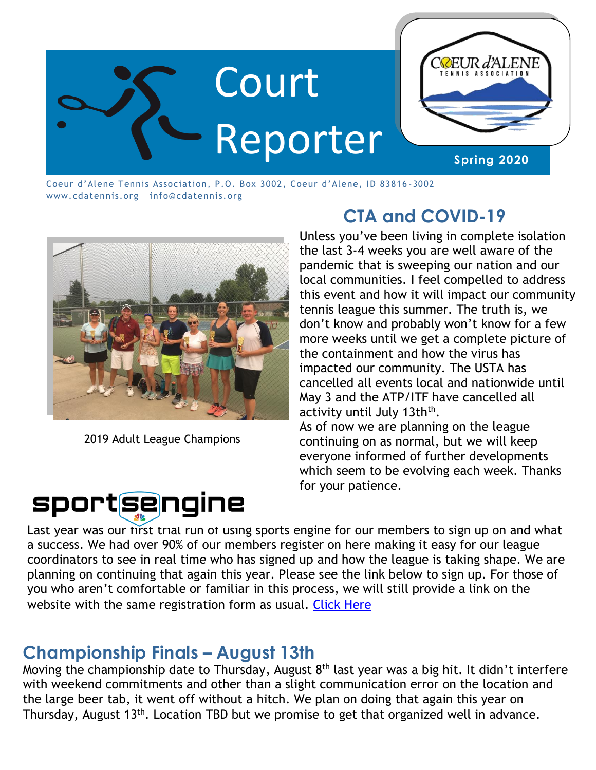# Court Reporter

**Spring 2020**

Coeur d'Alene Tennis Association, P.O. Box 3002, Coeur d'Alene, ID 83816-3002
www.cdatennis.org info@cdatennis.org

2019 Adult League Champions

## CTA and COVID-19

Unless you've been living in complete isolation the last 3-4 weeks you are well aware of the pandemic that is sweeping our nation and our local communities. I feel compelled to address this event and how it will impact our community tennis league this summer. The truth is, we don't know and probably won't know for a few more weeks until we get a complete picture of the containment and how the virus has impacted our community. The USTA has cancelled all events local and nationwide until May 3 and the ATP/ITF have cancelled all activity until July 13th$^{th}$.

As of now we are planning on the league continuing on as normal, but we will keep everyone informed of further developments which seem to be evolving each week. Thanks for your patience.

## sportsengine

Last year was our first trial run of using sports engine for our members to sign up on and what a success. We had over 90% of our members register on here making it easy for our league coordinators to see in real time who has signed up and how the league is taking shape. We are planning on continuing that again this year. Please see the link below to sign up. For those of you who aren't comfortable or familiar in this process, we will still provide a link on the website with the same registration form as usual. [Click Here]

## Championship Finals – August 13th

Moving the championship date to Thursday, August 8$^{th}$ last year was a big hit. It didn't interfere with weekend commitments and other than a slight communication error on the location and the large beer tab, it went off without a hitch. We plan on doing that again this year on Thursday, August 13$^{th}$. Location TBD but we promise to get that organized well in advance.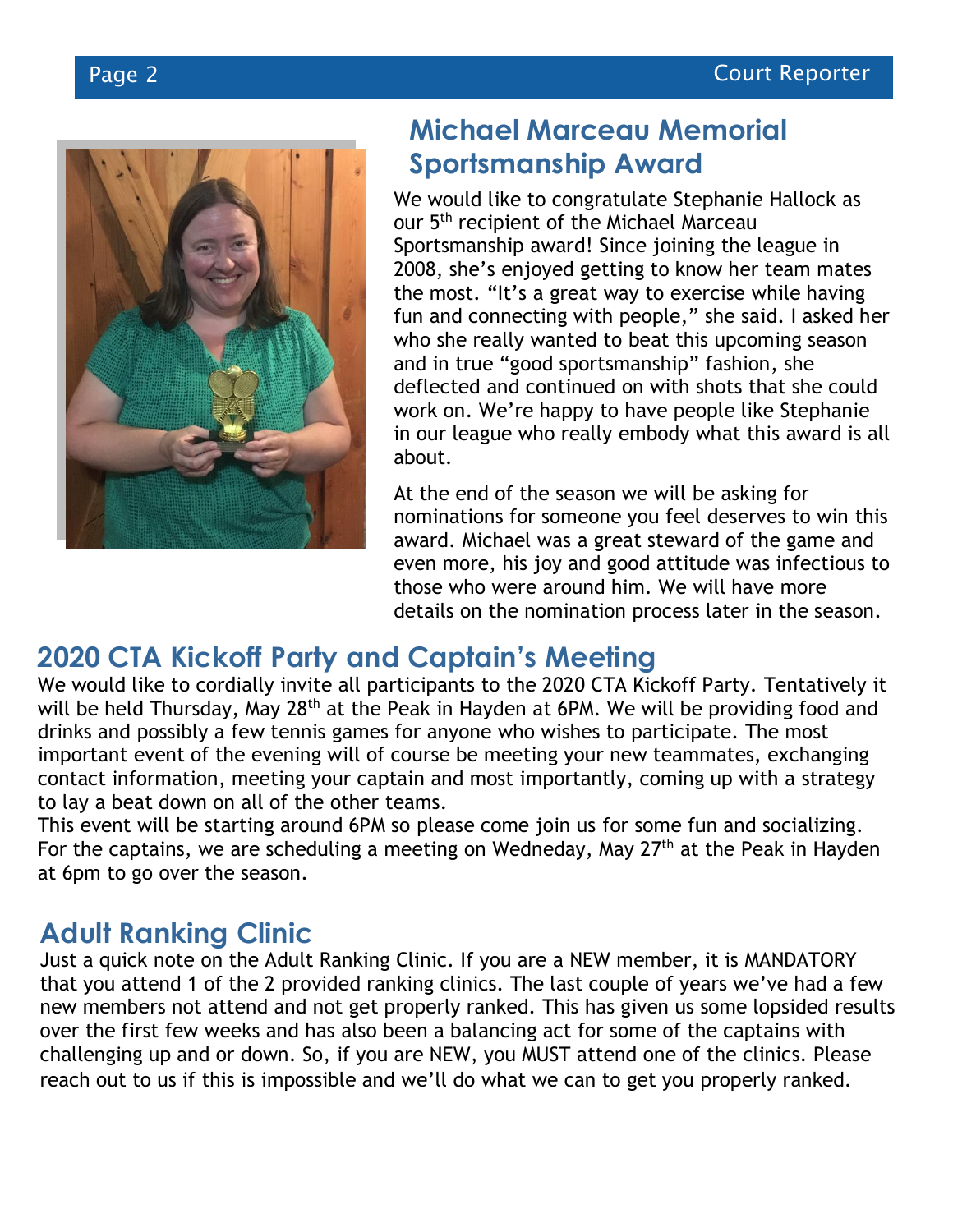## Michael Marceau Memorial Sportsmanship Award

We would like to congratulate Stephanie Hallock as our 5th recipient of the Michael Marceau Sportsmanship award! Since joining the league in 2008, she's enjoyed getting to know her team mates the most. "It's a great way to exercise while having fun and connecting with people," she said. I asked her who she really wanted to beat this upcoming season and in true "good sportsmanship" fashion, she deflected and continued on with shots that she could work on. We're happy to have people like Stephanie in our league who really embody what this award is all about.

At the end of the season we will be asking for nominations for someone you feel deserves to win this award. Michael was a great steward of the game and even more, his joy and good attitude was infectious to those who were around him. We will have more details on the nomination process later in the season.

## 2020 CTA Kickoff Party and Captain's Meeting

We would like to cordially invite all participants to the 2020 CTA Kickoff Party. Tentatively it will be held Thursday, May 28th at the Peak in Hayden at 6PM. We will be providing food and drinks and possibly a few tennis games for anyone who wishes to participate. The most important event of the evening will of course be meeting your new teammates, exchanging contact information, meeting your captain and most importantly, coming up with a strategy to lay a beat down on all of the other teams.

This event will be starting around 6PM so please come join us for some fun and socializing. For the captains, we are scheduling a meeting on Wedneday, May 27th at the Peak in Hayden at 6pm to go over the season.

## Adult Ranking Clinic

Just a quick note on the Adult Ranking Clinic. If you are a NEW member, it is MANDATORY that you attend 1 of the 2 provided ranking clinics. The last couple of years we've had a few new members not attend and not get properly ranked. This has given us some lopsided results over the first few weeks and has also been a balancing act for some of the captains with challenging up and or down. So, if you are NEW, you MUST attend one of the clinics. Please reach out to us if this is impossible and we'll do what we can to get you properly ranked.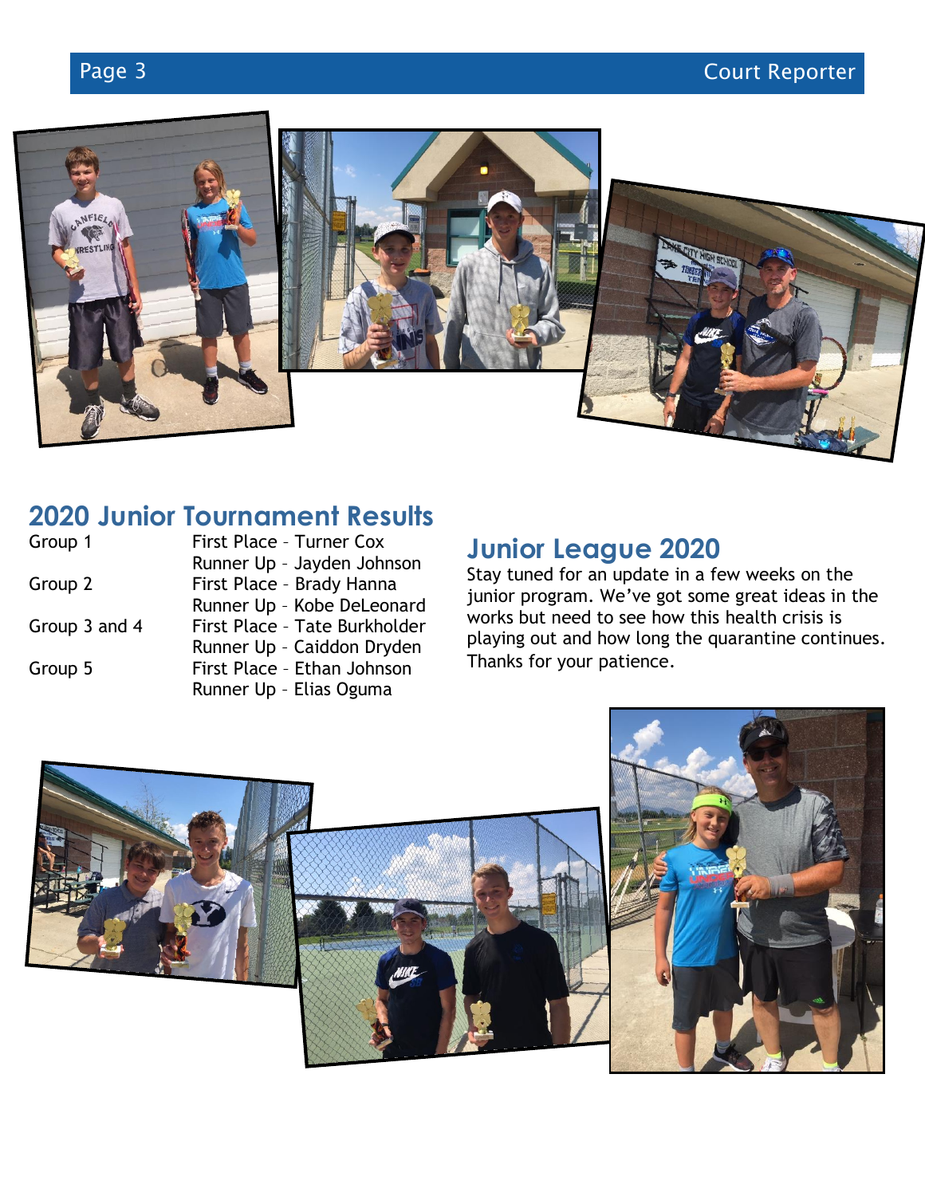## 2020 Junior Tournament Results

| | |
|---|---|
| Group 1 | First Place – Turner Cox |
| | Runner Up – Jayden Johnson |
| Group 2 | First Place – Brady Hanna |
| | Runner Up – Kobe DeLeonard |
| Group 3 and 4 | First Place – Tate Burkholder |
| | Runner Up – Caiddon Dryden |
| Group 5 | First Place – Ethan Johnson |
| | Runner Up – Elias Oguma |

## Junior League 2020

Stay tuned for an update in a few weeks on the junior program. We've got some great ideas in the works but need to see how this health crisis is playing out and how long the quarantine continues. Thanks for your patience.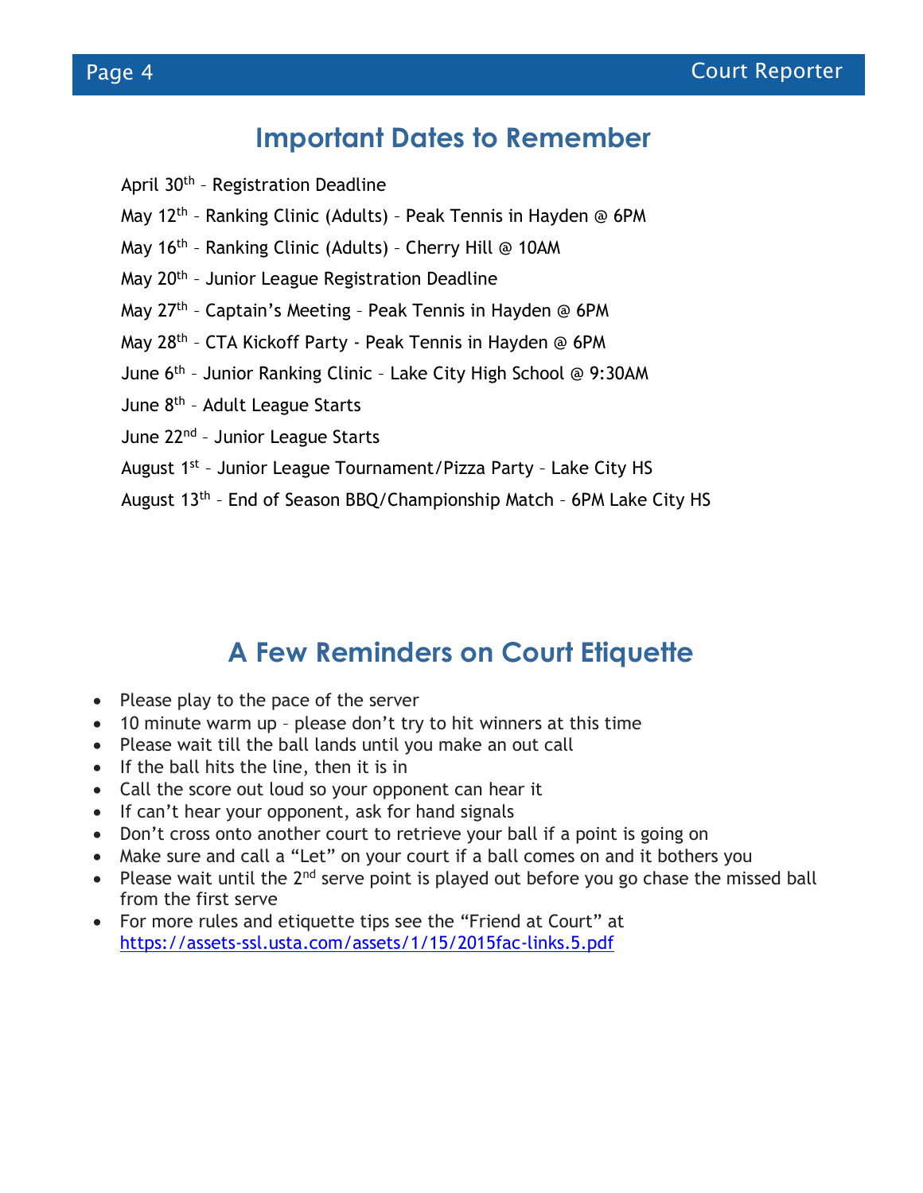## Important Dates to Remember

April 30th – Registration Deadline

May 12th – Ranking Clinic (Adults) – Peak Tennis in Hayden @ 6PM

May 16th – Ranking Clinic (Adults) – Cherry Hill @ 10AM

May 20th – Junior League Registration Deadline

May 27th – Captain's Meeting – Peak Tennis in Hayden @ 6PM

May 28th – CTA Kickoff Party - Peak Tennis in Hayden @ 6PM

June 6th – Junior Ranking Clinic – Lake City High School @ 9:30AM

June 8th – Adult League Starts

June 22nd – Junior League Starts

August 1st – Junior League Tournament/Pizza Party – Lake City HS

August 13th – End of Season BBQ/Championship Match – 6PM Lake City HS

## A Few Reminders on Court Etiquette

- Please play to the pace of the server
- 10 minute warm up – please don't try to hit winners at this time
- Please wait till the ball lands until you make an out call
- If the ball hits the line, then it is in
- Call the score out loud so your opponent can hear it
- If can't hear your opponent, ask for hand signals
- Don't cross onto another court to retrieve your ball if a point is going on
- Make sure and call a "Let" on your court if a ball comes on and it bothers you
- Please wait until the 2nd serve point is played out before you go chase the missed ball from the first serve
- For more rules and etiquette tips see the "Friend at Court" at https://assets-ssl.usta.com/assets/1/15/2015fac-links.5.pdf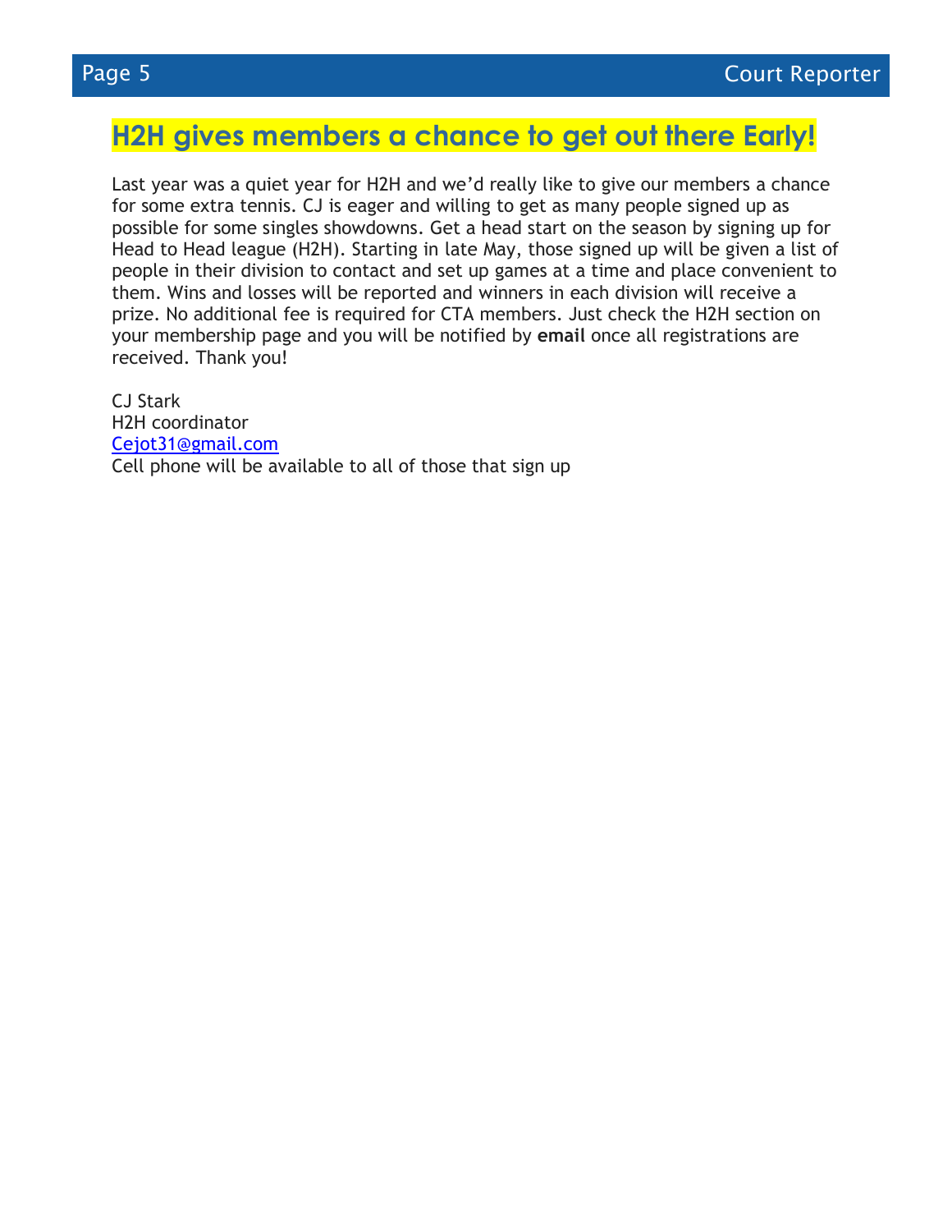## H2H gives members a chance to get out there Early!

Last year was a quiet year for H2H and we'd really like to give our members a chance for some extra tennis. CJ is eager and willing to get as many people signed up as possible for some singles showdowns. Get a head start on the season by signing up for Head to Head league (H2H). Starting in late May, those signed up will be given a list of people in their division to contact and set up games at a time and place convenient to them. Wins and losses will be reported and winners in each division will receive a prize. No additional fee is required for CTA members. Just check the H2H section on your membership page and you will be notified by **email** once all registrations are received. Thank you!

CJ Stark
H2H coordinator
Cejot31@gmail.com
Cell phone will be available to all of those that sign up